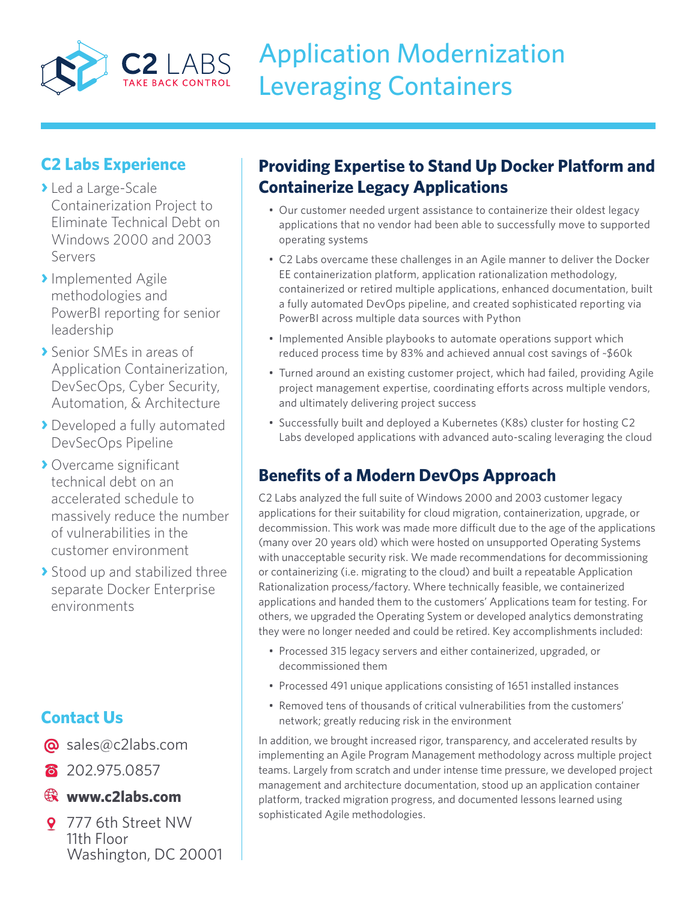C2 LABS
TAKE BACK CONTROL

# Application Modernization Leveraging Containers

## C2 Labs Experience

- Led a Large-Scale Containerization Project to Eliminate Technical Debt on Windows 2000 and 2003 Servers
- Implemented Agile methodologies and PowerBI reporting for senior leadership
- Senior SMEs in areas of Application Containerization, DevSecOps, Cyber Security, Automation, & Architecture
- Developed a fully automated DevSecOps Pipeline
- Overcame significant technical debt on an accelerated schedule to massively reduce the number of vulnerabilities in the customer environment
- Stood up and stabilized three separate Docker Enterprise environments

## Contact Us

- sales@c2labs.com
- 202.975.0857
- **www.c2labs.com**
- 777 6th Street NW
  11th Floor
  Washington, DC 20001

## Providing Expertise to Stand Up Docker Platform and Containerize Legacy Applications

- Our customer needed urgent assistance to containerize their oldest legacy applications that no vendor had been able to successfully move to supported operating systems
- C2 Labs overcame these challenges in an Agile manner to deliver the Docker EE containerization platform, application rationalization methodology, containerized or retired multiple applications, enhanced documentation, built a fully automated DevOps pipeline, and created sophisticated reporting via PowerBI across multiple data sources with Python
- Implemented Ansible playbooks to automate operations support which reduced process time by 83% and achieved annual cost savings of ~$60k
- Turned around an existing customer project, which had failed, providing Agile project management expertise, coordinating efforts across multiple vendors, and ultimately delivering project success
- Successfully built and deployed a Kubernetes (K8s) cluster for hosting C2 Labs developed applications with advanced auto-scaling leveraging the cloud

## Benefits of a Modern DevOps Approach

C2 Labs analyzed the full suite of Windows 2000 and 2003 customer legacy applications for their suitability for cloud migration, containerization, upgrade, or decommission. This work was made more difficult due to the age of the applications (many over 20 years old) which were hosted on unsupported Operating Systems with unacceptable security risk. We made recommendations for decommissioning or containerizing (i.e. migrating to the cloud) and built a repeatable Application Rationalization process/factory. Where technically feasible, we containerized applications and handed them to the customers' Applications team for testing. For others, we upgraded the Operating System or developed analytics demonstrating they were no longer needed and could be retired. Key accomplishments included:

- Processed 315 legacy servers and either containerized, upgraded, or decommissioned them
- Processed 491 unique applications consisting of 1651 installed instances
- Removed tens of thousands of critical vulnerabilities from the customers' network; greatly reducing risk in the environment

In addition, we brought increased rigor, transparency, and accelerated results by implementing an Agile Program Management methodology across multiple project teams. Largely from scratch and under intense time pressure, we developed project management and architecture documentation, stood up an application container platform, tracked migration progress, and documented lessons learned using sophisticated Agile methodologies.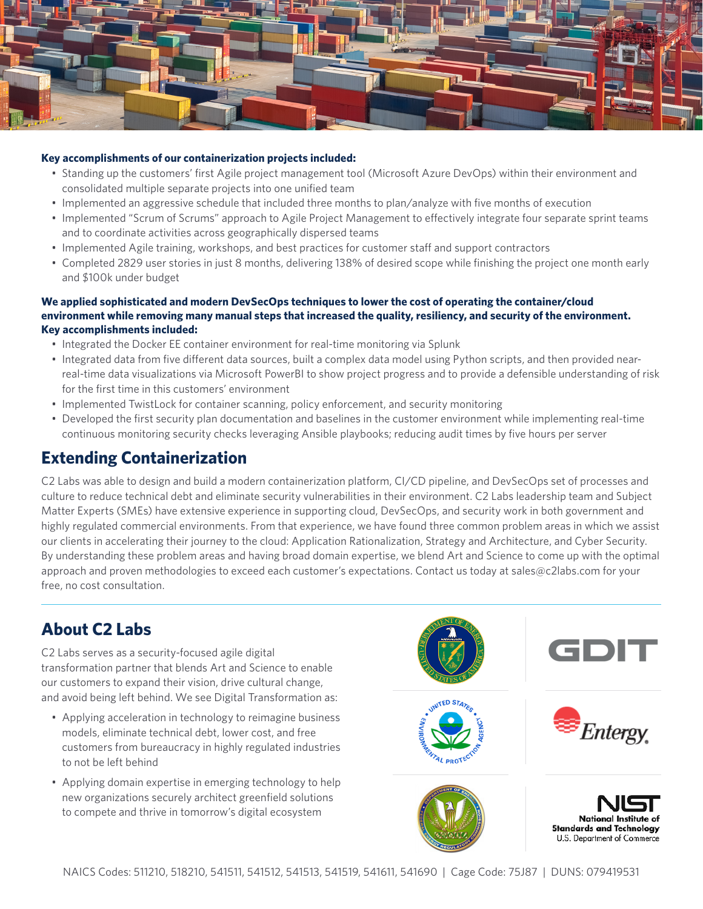**Key accomplishments of our containerization projects included:**

- Standing up the customers' first Agile project management tool (Microsoft Azure DevOps) within their environment and consolidated multiple separate projects into one unified team
- Implemented an aggressive schedule that included three months to plan/analyze with five months of execution
- Implemented "Scrum of Scrums" approach to Agile Project Management to effectively integrate four separate sprint teams and to coordinate activities across geographically dispersed teams
- Implemented Agile training, workshops, and best practices for customer staff and support contractors
- Completed 2829 user stories in just 8 months, delivering 138% of desired scope while finishing the project one month early and $100k under budget

**We applied sophisticated and modern DevSecOps techniques to lower the cost of operating the container/cloud environment while removing many manual steps that increased the quality, resiliency, and security of the environment. Key accomplishments included:**

- Integrated the Docker EE container environment for real-time monitoring via Splunk
- Integrated data from five different data sources, built a complex data model using Python scripts, and then provided near-real-time data visualizations via Microsoft PowerBI to show project progress and to provide a defensible understanding of risk for the first time in this customers' environment
- Implemented TwistLock for container scanning, policy enforcement, and security monitoring
- Developed the first security plan documentation and baselines in the customer environment while implementing real-time continuous monitoring security checks leveraging Ansible playbooks; reducing audit times by five hours per server

## Extending Containerization

C2 Labs was able to design and build a modern containerization platform, CI/CD pipeline, and DevSecOps set of processes and culture to reduce technical debt and eliminate security vulnerabilities in their environment. C2 Labs leadership team and Subject Matter Experts (SMEs) have extensive experience in supporting cloud, DevSecOps, and security work in both government and highly regulated commercial environments. From that experience, we have found three common problem areas in which we assist our clients in accelerating their journey to the cloud: Application Rationalization, Strategy and Architecture, and Cyber Security. By understanding these problem areas and having broad domain expertise, we blend Art and Science to come up with the optimal approach and proven methodologies to exceed each customer's expectations. Contact us today at sales@c2labs.com for your free, no cost consultation.

## About C2 Labs

C2 Labs serves as a security-focused agile digital transformation partner that blends Art and Science to enable our customers to expand their vision, drive cultural change, and avoid being left behind. We see Digital Transformation as:

- Applying acceleration in technology to reimagine business models, eliminate technical debt, lower cost, and free customers from bureaucracy in highly regulated industries to not be left behind
- Applying domain expertise in emerging technology to help new organizations securely architect greenfield solutions to compete and thrive in tomorrow's digital ecosystem

GDIT

Entergy

NIST National Institute of Standards and Technology U.S. Department of Commerce

NAICS Codes: 511210, 518210, 541511, 541512, 541513, 541519, 541611, 541690 | Cage Code: 75J87 | DUNS: 079419531